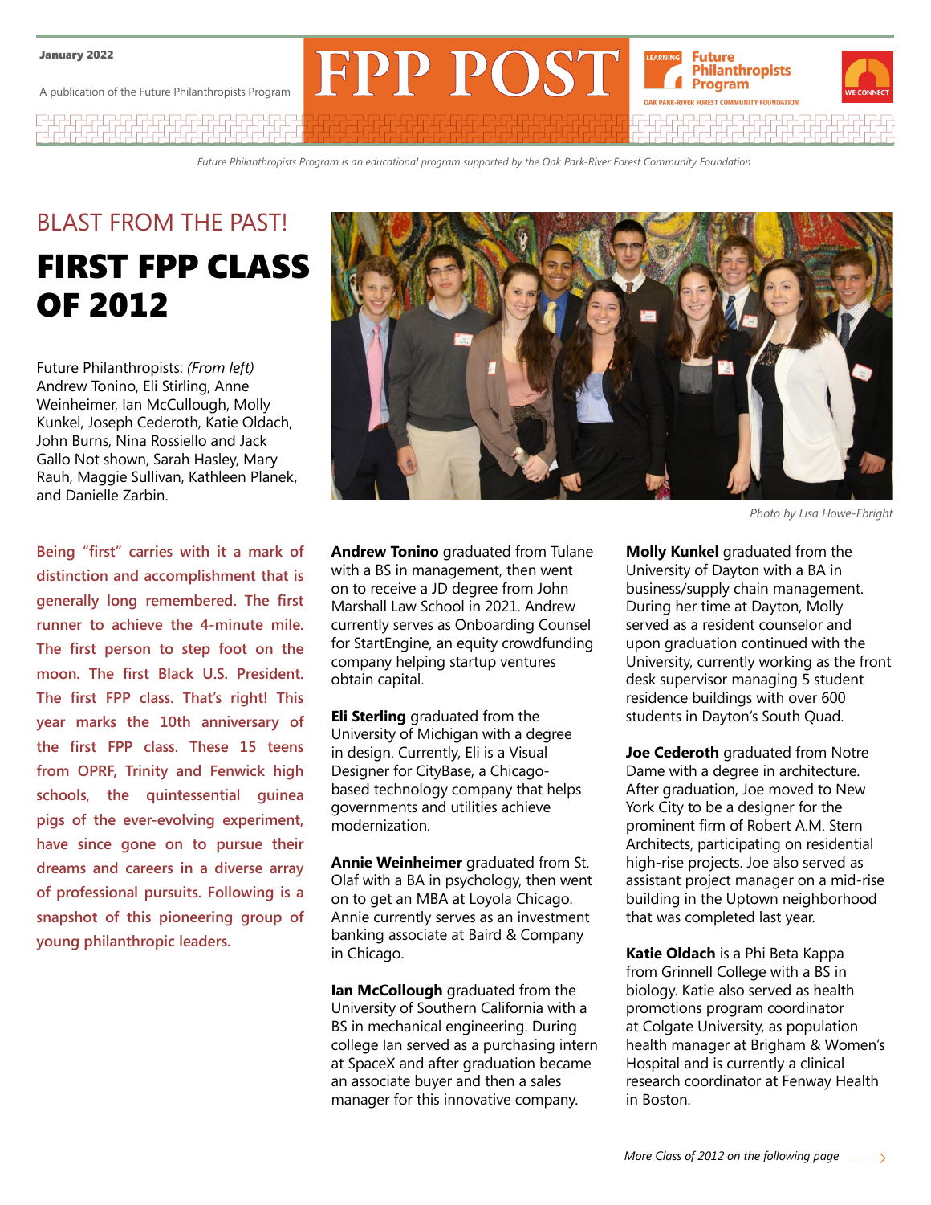January 2022

A publication of the Future Philanthropists Program

# FPP POST

*Future Philanthropists Program is an educational program supported by the Oak Park-River Forest Community Foundation*

## BLAST FROM THE PAST!

# FIRST FPP CLASS OF 2012

Future Philanthropists: *(From left)* Andrew Tonino, Eli Stirling, Anne Weinheimer, Ian McCullough, Molly Kunkel, Joseph Cederoth, Katie Oldach, John Burns, Nina Rossiello and Jack Gallo Not shown, Sarah Hasley, Mary Rauh, Maggie Sullivan, Kathleen Planek, and Danielle Zarbin.

*Photo by Lisa Howe-Ebright*

**Being "first" carries with it a mark of distinction and accomplishment that is generally long remembered. The first runner to achieve the 4-minute mile. The first person to step foot on the moon. The first Black U.S. President. The first FPP class. That's right! This year marks the 10th anniversary of the first FPP class. These 15 teens from OPRF, Trinity and Fenwick high schools, the quintessential guinea pigs of the ever-evolving experiment, have since gone on to pursue their dreams and careers in a diverse array of professional pursuits. Following is a snapshot of this pioneering group of young philanthropic leaders.**

**Andrew Tonino** graduated from Tulane with a BS in management, then went on to receive a JD degree from John Marshall Law School in 2021. Andrew currently serves as Onboarding Counsel for StartEngine, an equity crowdfunding company helping startup ventures obtain capital.

**Eli Sterling** graduated from the University of Michigan with a degree in design. Currently, Eli is a Visual Designer for CityBase, a Chicago-based technology company that helps governments and utilities achieve modernization.

**Annie Weinheimer** graduated from St. Olaf with a BA in psychology, then went on to get an MBA at Loyola Chicago. Annie currently serves as an investment banking associate at Baird & Company in Chicago.

**Ian McCollough** graduated from the University of Southern California with a BS in mechanical engineering. During college Ian served as a purchasing intern at SpaceX and after graduation became an associate buyer and then a sales manager for this innovative company.

**Molly Kunkel** graduated from the University of Dayton with a BA in business/supply chain management. During her time at Dayton, Molly served as a resident counselor and upon graduation continued with the University, currently working as the front desk supervisor managing 5 student residence buildings with over 600 students in Dayton's South Quad.

**Joe Cederoth** graduated from Notre Dame with a degree in architecture. After graduation, Joe moved to New York City to be a designer for the prominent firm of Robert A.M. Stern Architects, participating on residential high-rise projects. Joe also served as assistant project manager on a mid-rise building in the Uptown neighborhood that was completed last year.

**Katie Oldach** is a Phi Beta Kappa from Grinnell College with a BS in biology. Katie also served as health promotions program coordinator at Colgate University, as population health manager at Brigham & Women's Hospital and is currently a clinical research coordinator at Fenway Health in Boston.

*More Class of 2012 on the following page* →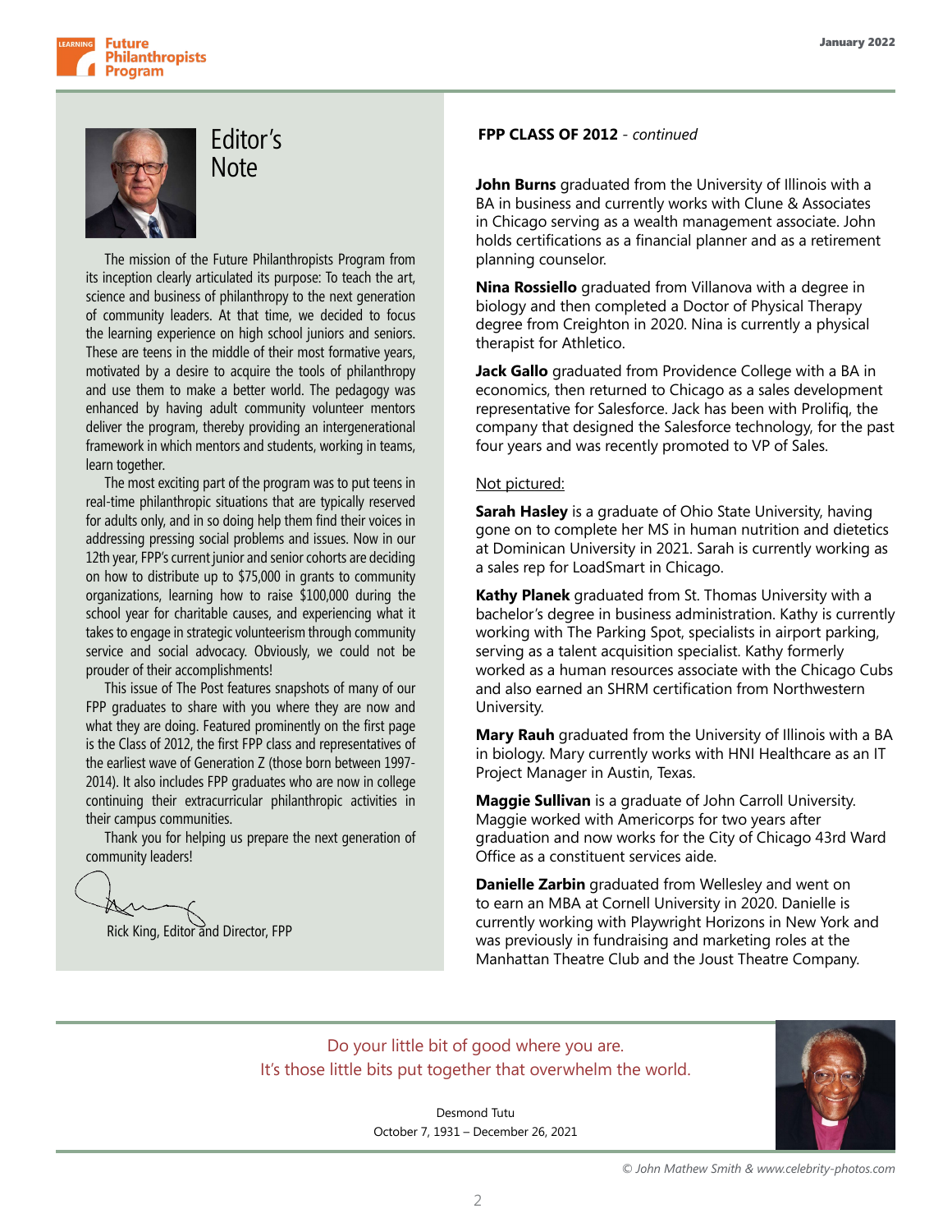## Editor's Note

The mission of the Future Philanthropists Program from its inception clearly articulated its purpose: To teach the art, science and business of philanthropy to the next generation of community leaders. At that time, we decided to focus the learning experience on high school juniors and seniors. These are teens in the middle of their most formative years, motivated by a desire to acquire the tools of philanthropy and use them to make a better world. The pedagogy was enhanced by having adult community volunteer mentors deliver the program, thereby providing an intergenerational framework in which mentors and students, working in teams, learn together.

The most exciting part of the program was to put teens in real-time philanthropic situations that are typically reserved for adults only, and in so doing help them find their voices in addressing pressing social problems and issues. Now in our 12th year, FPP's current junior and senior cohorts are deciding on how to distribute up to $75,000 in grants to community organizations, learning how to raise $100,000 during the school year for charitable causes, and experiencing what it takes to engage in strategic volunteerism through community service and social advocacy. Obviously, we could not be prouder of their accomplishments!

This issue of The Post features snapshots of many of our FPP graduates to share with you where they are now and what they are doing. Featured prominently on the first page is the Class of 2012, the first FPP class and representatives of the earliest wave of Generation Z (those born between 1997-2014). It also includes FPP graduates who are now in college continuing their extracurricular philanthropic activities in their campus communities.

Thank you for helping us prepare the next generation of community leaders!

Rick King, Editor and Director, FPP

**FPP CLASS OF 2012** - *continued*

**John Burns** graduated from the University of Illinois with a BA in business and currently works with Clune & Associates in Chicago serving as a wealth management associate. John holds certifications as a financial planner and as a retirement planning counselor.

**Nina Rossiello** graduated from Villanova with a degree in biology and then completed a Doctor of Physical Therapy degree from Creighton in 2020. Nina is currently a physical therapist for Athletico.

**Jack Gallo** graduated from Providence College with a BA in economics, then returned to Chicago as a sales development representative for Salesforce. Jack has been with Prolifiq, the company that designed the Salesforce technology, for the past four years and was recently promoted to VP of Sales.

Not pictured:

**Sarah Hasley** is a graduate of Ohio State University, having gone on to complete her MS in human nutrition and dietetics at Dominican University in 2021. Sarah is currently working as a sales rep for LoadSmart in Chicago.

**Kathy Planek** graduated from St. Thomas University with a bachelor's degree in business administration. Kathy is currently working with The Parking Spot, specialists in airport parking, serving as a talent acquisition specialist. Kathy formerly worked as a human resources associate with the Chicago Cubs and also earned an SHRM certification from Northwestern University.

**Mary Rauh** graduated from the University of Illinois with a BA in biology. Mary currently works with HNI Healthcare as an IT Project Manager in Austin, Texas.

**Maggie Sullivan** is a graduate of John Carroll University. Maggie worked with Americorps for two years after graduation and now works for the City of Chicago 43rd Ward Office as a constituent services aide.

**Danielle Zarbin** graduated from Wellesley and went on to earn an MBA at Cornell University in 2020. Danielle is currently working with Playwright Horizons in New York and was previously in fundraising and marketing roles at the Manhattan Theatre Club and the Joust Theatre Company.

Do your little bit of good where you are.
It's those little bits put together that overwhelm the world.

Desmond Tutu
October 7, 1931 – December 26, 2021

*© John Mathew Smith & www.celebrity-photos.com*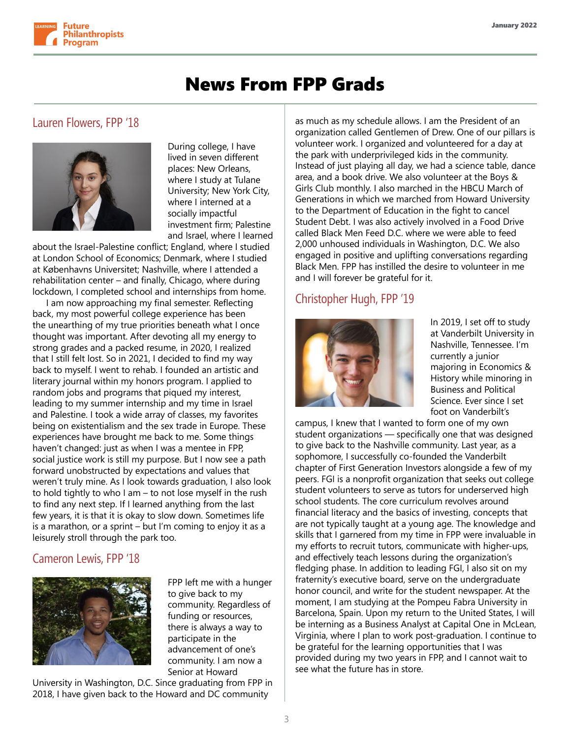# News From FPP Grads

## Lauren Flowers, FPP '18

During college, I have lived in seven different places: New Orleans, where I study at Tulane University; New York City, where I interned at a socially impactful investment firm; Palestine and Israel, where I learned about the Israel-Palestine conflict; England, where I studied at London School of Economics; Denmark, where I studied at Københavns Universitet; Nashville, where I attended a rehabilitation center – and finally, Chicago, where during lockdown, I completed school and internships from home.

I am now approaching my final semester. Reflecting back, my most powerful college experience has been the unearthing of my true priorities beneath what I once thought was important. After devoting all my energy to strong grades and a packed resume, in 2020, I realized that I still felt lost. So in 2021, I decided to find my way back to myself. I went to rehab. I founded an artistic and literary journal within my honors program. I applied to random jobs and programs that piqued my interest, leading to my summer internship and my time in Israel and Palestine. I took a wide array of classes, my favorites being on existentialism and the sex trade in Europe. These experiences have brought me back to me. Some things haven't changed: just as when I was a mentee in FPP, social justice work is still my purpose. But I now see a path forward unobstructed by expectations and values that weren't truly mine. As I look towards graduation, I also look to hold tightly to who I am – to not lose myself in the rush to find any next step. If I learned anything from the last few years, it is that it is okay to slow down. Sometimes life is a marathon, or a sprint – but I'm coming to enjoy it as a leisurely stroll through the park too.

## Cameron Lewis, FPP '18

FPP left me with a hunger to give back to my community. Regardless of funding or resources, there is always a way to participate in the advancement of one's community. I am now a Senior at Howard University in Washington, D.C. Since graduating from FPP in 2018, I have given back to the Howard and DC community as much as my schedule allows. I am the President of an organization called Gentlemen of Drew. One of our pillars is volunteer work. I organized and volunteered for a day at the park with underprivileged kids in the community. Instead of just playing all day, we had a science table, dance area, and a book drive. We also volunteer at the Boys & Girls Club monthly. I also marched in the HBCU March of Generations in which we marched from Howard University to the Department of Education in the fight to cancel Student Debt. I was also actively involved in a Food Drive called Black Men Feed D.C. where we were able to feed 2,000 unhoused individuals in Washington, D.C. We also engaged in positive and uplifting conversations regarding Black Men. FPP has instilled the desire to volunteer in me and I will forever be grateful for it.

## Christopher Hugh, FPP '19

In 2019, I set off to study at Vanderbilt University in Nashville, Tennessee. I'm currently a junior majoring in Economics & History while minoring in Business and Political Science. Ever since I set foot on Vanderbilt's campus, I knew that I wanted to form one of my own student organizations — specifically one that was designed to give back to the Nashville community. Last year, as a sophomore, I successfully co-founded the Vanderbilt chapter of First Generation Investors alongside a few of my peers. FGI is a nonprofit organization that seeks out college student volunteers to serve as tutors for underserved high school students. The core curriculum revolves around financial literacy and the basics of investing, concepts that are not typically taught at a young age. The knowledge and skills that I garnered from my time in FPP were invaluable in my efforts to recruit tutors, communicate with higher-ups, and effectively teach lessons during the organization's fledging phase. In addition to leading FGI, I also sit on my fraternity's executive board, serve on the undergraduate honor council, and write for the student newspaper. At the moment, I am studying at the Pompeu Fabra University in Barcelona, Spain. Upon my return to the United States, I will be interning as a Business Analyst at Capital One in McLean, Virginia, where I plan to work post-graduation. I continue to be grateful for the learning opportunities that I was provided during my two years in FPP, and I cannot wait to see what the future has in store.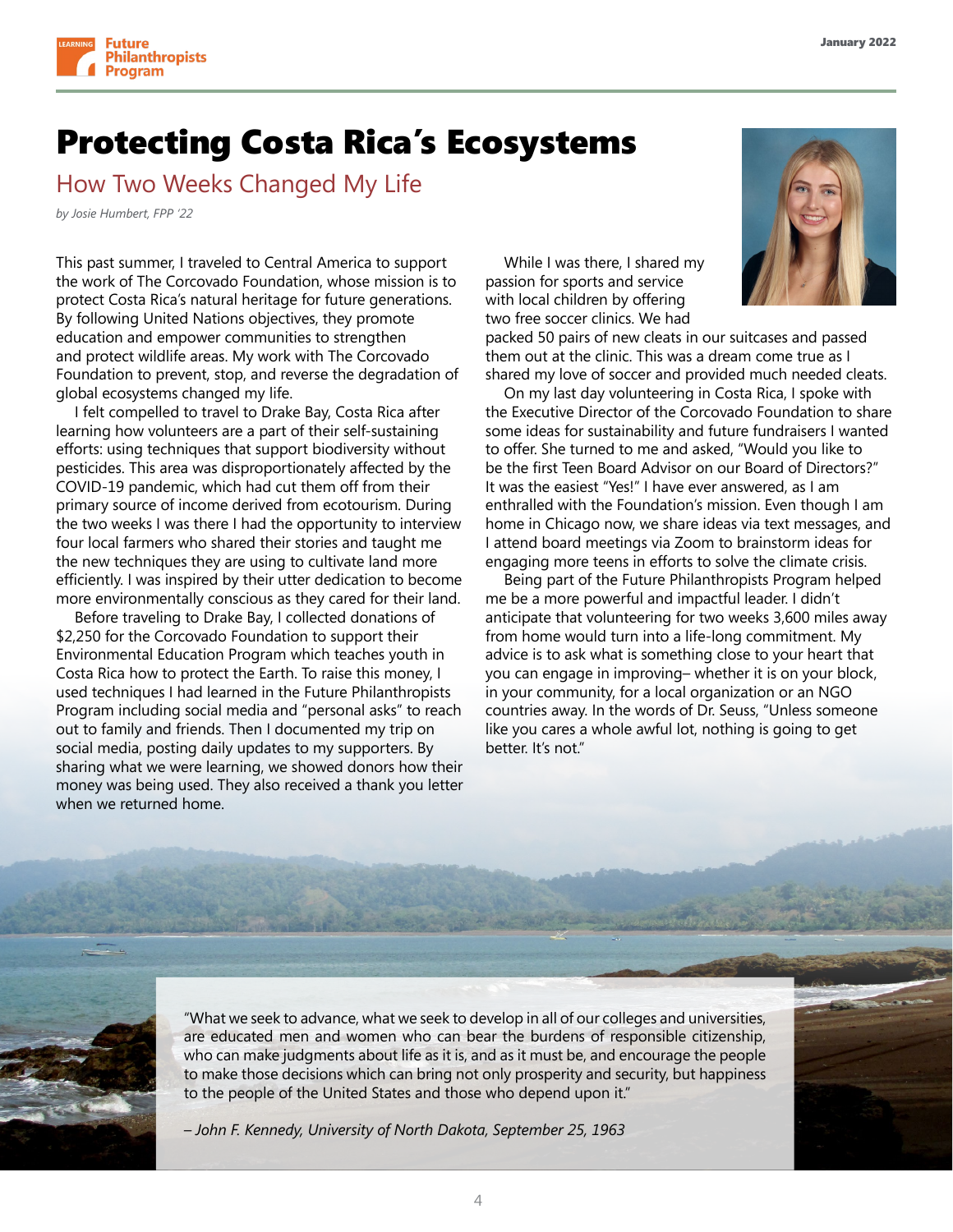# Protecting Costa Rica's Ecosystems

## How Two Weeks Changed My Life

*by Josie Humbert, FPP '22*

This past summer, I traveled to Central America to support the work of The Corcovado Foundation, whose mission is to protect Costa Rica's natural heritage for future generations. By following United Nations objectives, they promote education and empower communities to strengthen and protect wildlife areas. My work with The Corcovado Foundation to prevent, stop, and reverse the degradation of global ecosystems changed my life.

I felt compelled to travel to Drake Bay, Costa Rica after learning how volunteers are a part of their self-sustaining efforts: using techniques that support biodiversity without pesticides. This area was disproportionately affected by the COVID-19 pandemic, which had cut them off from their primary source of income derived from ecotourism. During the two weeks I was there I had the opportunity to interview four local farmers who shared their stories and taught me the new techniques they are using to cultivate land more efficiently. I was inspired by their utter dedication to become more environmentally conscious as they cared for their land.

Before traveling to Drake Bay, I collected donations of $2,250 for the Corcovado Foundation to support their Environmental Education Program which teaches youth in Costa Rica how to protect the Earth. To raise this money, I used techniques I had learned in the Future Philanthropists Program including social media and "personal asks" to reach out to family and friends. Then I documented my trip on social media, posting daily updates to my supporters. By sharing what we were learning, we showed donors how their money was being used. They also received a thank you letter when we returned home.

While I was there, I shared my passion for sports and service with local children by offering two free soccer clinics. We had packed 50 pairs of new cleats in our suitcases and passed them out at the clinic. This was a dream come true as I shared my love of soccer and provided much needed cleats.

On my last day volunteering in Costa Rica, I spoke with the Executive Director of the Corcovado Foundation to share some ideas for sustainability and future fundraisers I wanted to offer. She turned to me and asked, "Would you like to be the first Teen Board Advisor on our Board of Directors?" It was the easiest "Yes!" I have ever answered, as I am enthralled with the Foundation's mission. Even though I am home in Chicago now, we share ideas via text messages, and I attend board meetings via Zoom to brainstorm ideas for engaging more teens in efforts to solve the climate crisis.

Being part of the Future Philanthropists Program helped me be a more powerful and impactful leader. I didn't anticipate that volunteering for two weeks 3,600 miles away from home would turn into a life-long commitment. My advice is to ask what is something close to your heart that you can engage in improving– whether it is on your block, in your community, for a local organization or an NGO countries away. In the words of Dr. Seuss, "Unless someone like you cares a whole awful lot, nothing is going to get better. It's not."

> "What we seek to advance, what we seek to develop in all of our colleges and universities, are educated men and women who can bear the burdens of responsible citizenship, who can make judgments about life as it is, and as it must be, and encourage the people to make those decisions which can bring not only prosperity and security, but happiness to the people of the United States and those who depend upon it."
>
> *– John F. Kennedy, University of North Dakota, September 25, 1963*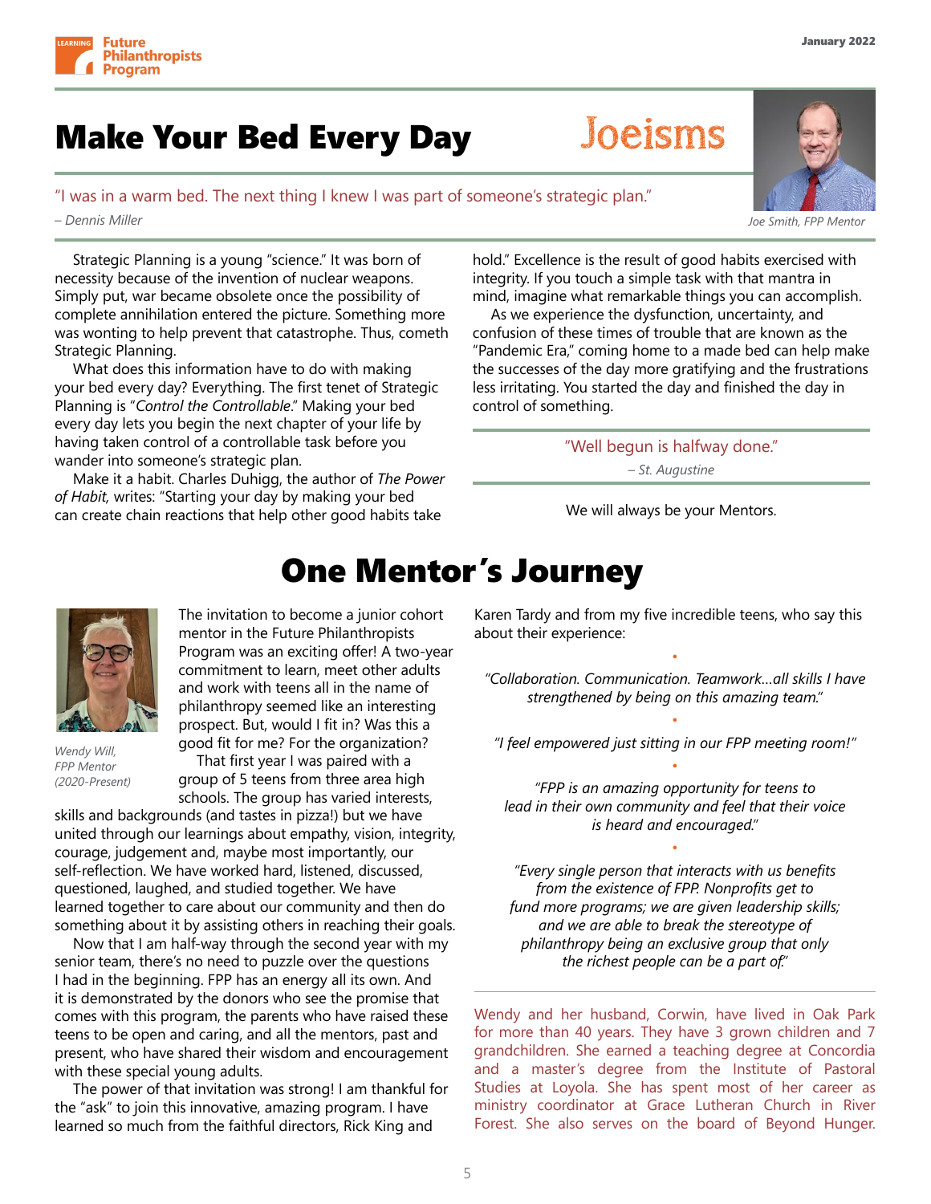# Make Your Bed Every Day

## Joeisms

"I was in a warm bed. The next thing I knew I was part of someone's strategic plan."

*– Dennis Miller*

*Joe Smith, FPP Mentor*

Strategic Planning is a young "science." It was born of necessity because of the invention of nuclear weapons. Simply put, war became obsolete once the possibility of complete annihilation entered the picture. Something more was wonting to help prevent that catastrophe. Thus, cometh Strategic Planning.

What does this information have to do with making your bed every day? Everything. The first tenet of Strategic Planning is "*Control the Controllable*." Making your bed every day lets you begin the next chapter of your life by having taken control of a controllable task before you wander into someone's strategic plan.

Make it a habit. Charles Duhigg, the author of *The Power of Habit,* writes: "Starting your day by making your bed can create chain reactions that help other good habits take hold." Excellence is the result of good habits exercised with integrity. If you touch a simple task with that mantra in mind, imagine what remarkable things you can accomplish.

As we experience the dysfunction, uncertainty, and confusion of these times of trouble that are known as the "Pandemic Era," coming home to a made bed can help make the successes of the day more gratifying and the frustrations less irritating. You started the day and finished the day in control of something.

"Well begun is halfway done."

*– St. Augustine*

We will always be your Mentors.

# One Mentor's Journey

*Wendy Will, FPP Mentor (2020-Present)*

The invitation to become a junior cohort mentor in the Future Philanthropists Program was an exciting offer! A two-year commitment to learn, meet other adults and work with teens all in the name of philanthropy seemed like an interesting prospect. But, would I fit in? Was this a good fit for me? For the organization?

That first year I was paired with a group of 5 teens from three area high schools. The group has varied interests, skills and backgrounds (and tastes in pizza!) but we have united through our learnings about empathy, vision, integrity, courage, judgement and, maybe most importantly, our self-reflection. We have worked hard, listened, discussed, questioned, laughed, and studied together. We have learned together to care about our community and then do something about it by assisting others in reaching their goals.

Now that I am half-way through the second year with my senior team, there's no need to puzzle over the questions I had in the beginning. FPP has an energy all its own. And it is demonstrated by the donors who see the promise that comes with this program, the parents who have raised these teens to be open and caring, and all the mentors, past and present, who have shared their wisdom and encouragement with these special young adults.

The power of that invitation was strong! I am thankful for the "ask" to join this innovative, amazing program. I have learned so much from the faithful directors, Rick King and Karen Tardy and from my five incredible teens, who say this about their experience:

*"Collaboration. Communication. Teamwork…all skills I have strengthened by being on this amazing team."*

*"I feel empowered just sitting in our FPP meeting room!"*

*"FPP is an amazing opportunity for teens to lead in their own community and feel that their voice is heard and encouraged."*

*"Every single person that interacts with us benefits from the existence of FPP. Nonprofits get to fund more programs; we are given leadership skills; and we are able to break the stereotype of philanthropy being an exclusive group that only the richest people can be a part of."*

Wendy and her husband, Corwin, have lived in Oak Park for more than 40 years. They have 3 grown children and 7 grandchildren. She earned a teaching degree at Concordia and a master's degree from the Institute of Pastoral Studies at Loyola. She has spent most of her career as ministry coordinator at Grace Lutheran Church in River Forest. She also serves on the board of Beyond Hunger.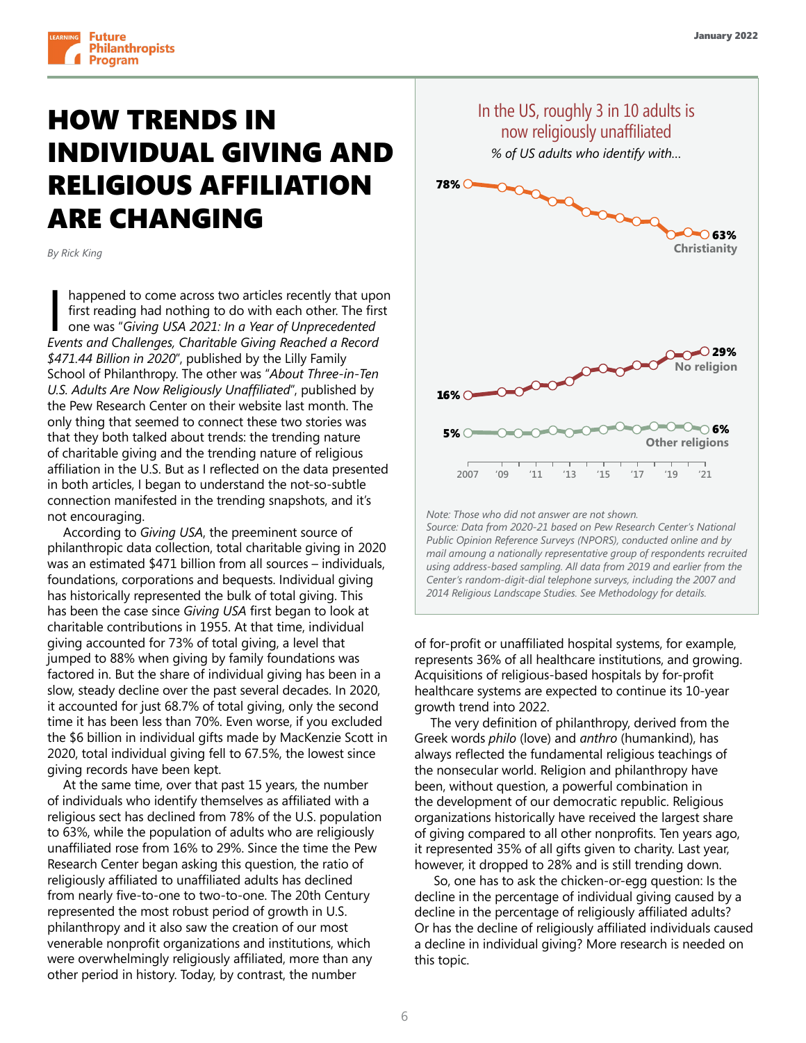# HOW TRENDS IN INDIVIDUAL GIVING AND RELIGIOUS AFFILIATION ARE CHANGING

*By Rick King*

I happened to come across two articles recently that upon first reading had nothing to do with each other. The first one was "*Giving USA 2021: In a Year of Unprecedented Events and Challenges, Charitable Giving Reached a Record $471.44 Billion in 2020*", published by the Lilly Family School of Philanthropy. The other was "*About Three-in-Ten U.S. Adults Are Now Religiously Unaffiliated*", published by the Pew Research Center on their website last month. The only thing that seemed to connect these two stories was that they both talked about trends: the trending nature of charitable giving and the trending nature of religious affiliation in the U.S. But as I reflected on the data presented in both articles, I began to understand the not-so-subtle connection manifested in the trending snapshots, and it's not encouraging.

According to *Giving USA*, the preeminent source of philanthropic data collection, total charitable giving in 2020 was an estimated $471 billion from all sources – individuals, foundations, corporations and bequests. Individual giving has historically represented the bulk of total giving. This has been the case since *Giving USA* first began to look at charitable contributions in 1955. At that time, individual giving accounted for 73% of total giving, a level that jumped to 88% when giving by family foundations was factored in. But the share of individual giving has been in a slow, steady decline over the past several decades. In 2020, it accounted for just 68.7% of total giving, only the second time it has been less than 70%. Even worse, if you excluded the $6 billion in individual gifts made by MacKenzie Scott in 2020, total individual giving fell to 67.5%, the lowest since giving records have been kept.

At the same time, over that past 15 years, the number of individuals who identify themselves as affiliated with a religious sect has declined from 78% of the U.S. population to 63%, while the population of adults who are religiously unaffiliated rose from 16% to 29%. Since the time the Pew Research Center began asking this question, the ratio of religiously affiliated to unaffiliated adults has declined from nearly five-to-one to two-to-one. The 20th Century represented the most robust period of growth in U.S. philanthropy and it also saw the creation of our most venerable nonprofit organizations and institutions, which were overwhelmingly religiously affiliated, more than any other period in history. Today, by contrast, the number of for-profit or unaffiliated hospital systems, for example, represents 36% of all healthcare institutions, and growing. Acquisitions of religious-based hospitals by for-profit healthcare systems are expected to continue its 10-year growth trend into 2022.

The very definition of philanthropy, derived from the Greek words *philo* (love) and *anthro* (humankind), has always reflected the fundamental religious teachings of the nonsecular world. Religion and philanthropy have been, without question, a powerful combination in the development of our democratic republic. Religious organizations historically have received the largest share of giving compared to all other nonprofits. Ten years ago, it represented 35% of all gifts given to charity. Last year, however, it dropped to 28% and is still trending down.

So, one has to ask the chicken-or-egg question: Is the decline in the percentage of individual giving caused by a decline in the percentage of religiously affiliated adults? Or has the decline of religiously affiliated individuals caused a decline in individual giving? More research is needed on this topic.

**In the US, roughly 3 in 10 adults is now religiously unaffiliated**

*% of US adults who identify with...*

| | 2007 | 2021 |
|---|---|---|
| Christianity | 78% | 63% |
| No religion | 16% | 29% |
| Other religions | 5% | 6% |

*Note: Those who did not answer are not shown.*
*Source: Data from 2020-21 based on Pew Research Center's National Public Opinion Reference Surveys (NPORS), conducted online and by mail amoung a nationally representative group of respondents recruited using address-based sampling. All data from 2019 and earlier from the Center's random-digit-dial telephone surveys, including the 2007 and 2014 Religious Landscape Studies. See Methodology for details.*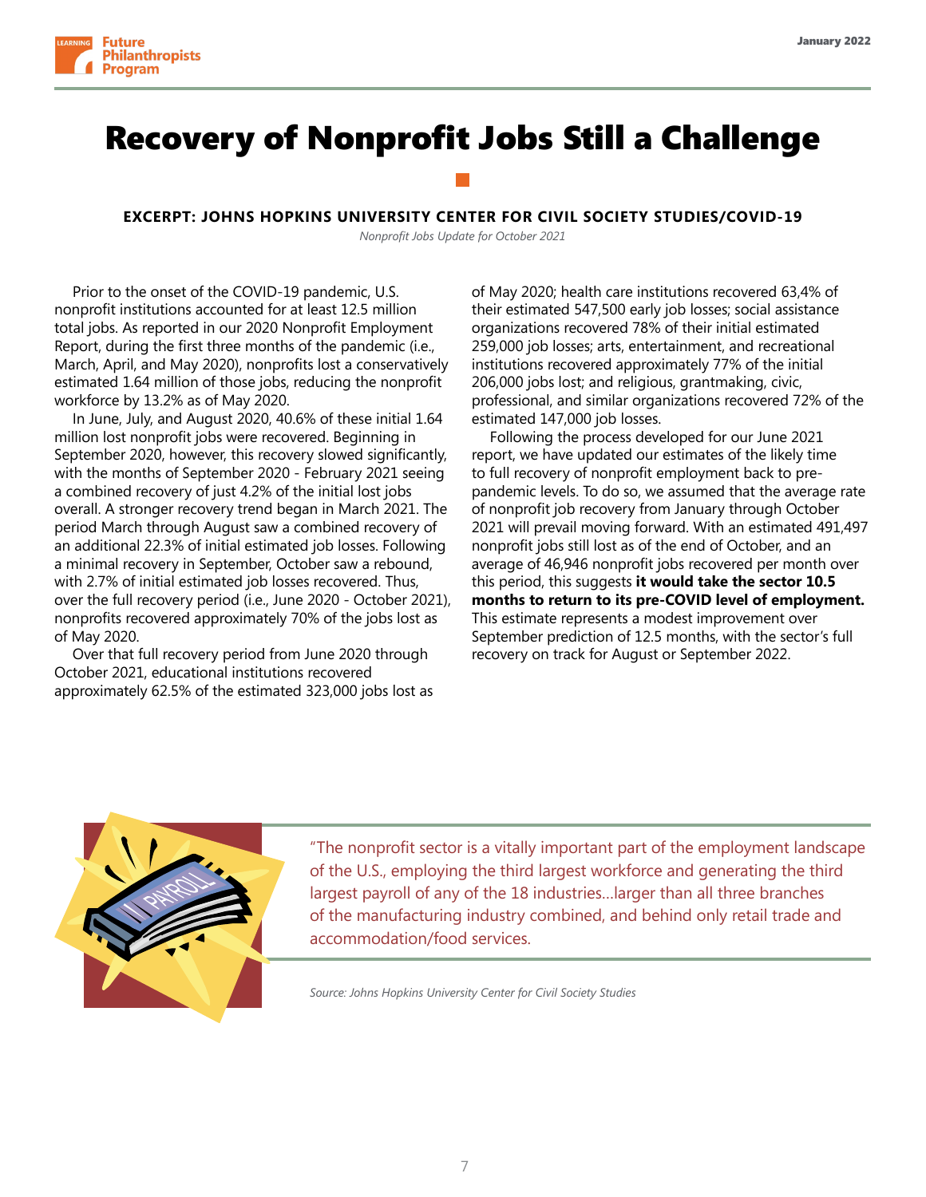# Recovery of Nonprofit Jobs Still a Challenge

**EXCERPT: JOHNS HOPKINS UNIVERSITY CENTER FOR CIVIL SOCIETY STUDIES/COVID-19**

*Nonprofit Jobs Update for October 2021*

Prior to the onset of the COVID-19 pandemic, U.S. nonprofit institutions accounted for at least 12.5 million total jobs. As reported in our 2020 Nonprofit Employment Report, during the first three months of the pandemic (i.e., March, April, and May 2020), nonprofits lost a conservatively estimated 1.64 million of those jobs, reducing the nonprofit workforce by 13.2% as of May 2020.

In June, July, and August 2020, 40.6% of these initial 1.64 million lost nonprofit jobs were recovered. Beginning in September 2020, however, this recovery slowed significantly, with the months of September 2020 - February 2021 seeing a combined recovery of just 4.2% of the initial lost jobs overall. A stronger recovery trend began in March 2021. The period March through August saw a combined recovery of an additional 22.3% of initial estimated job losses. Following a minimal recovery in September, October saw a rebound, with 2.7% of initial estimated job losses recovered. Thus, over the full recovery period (i.e., June 2020 - October 2021), nonprofits recovered approximately 70% of the jobs lost as of May 2020.

Over that full recovery period from June 2020 through October 2021, educational institutions recovered approximately 62.5% of the estimated 323,000 jobs lost as of May 2020; health care institutions recovered 63,4% of their estimated 547,500 early job losses; social assistance organizations recovered 78% of their initial estimated 259,000 job losses; arts, entertainment, and recreational institutions recovered approximately 77% of the initial 206,000 jobs lost; and religious, grantmaking, civic, professional, and similar organizations recovered 72% of the estimated 147,000 job losses.

Following the process developed for our June 2021 report, we have updated our estimates of the likely time to full recovery of nonprofit employment back to pre-pandemic levels. To do so, we assumed that the average rate of nonprofit job recovery from January through October 2021 will prevail moving forward. With an estimated 491,497 nonprofit jobs still lost as of the end of October, and an average of 46,946 nonprofit jobs recovered per month over this period, this suggests **it would take the sector 10.5 months to return to its pre-COVID level of employment.** This estimate represents a modest improvement over September prediction of 12.5 months, with the sector's full recovery on track for August or September 2022.

"The nonprofit sector is a vitally important part of the employment landscape of the U.S., employing the third largest workforce and generating the third largest payroll of any of the 18 industries...larger than all three branches of the manufacturing industry combined, and behind only retail trade and accommodation/food services.

*Source: Johns Hopkins University Center for Civil Society Studies*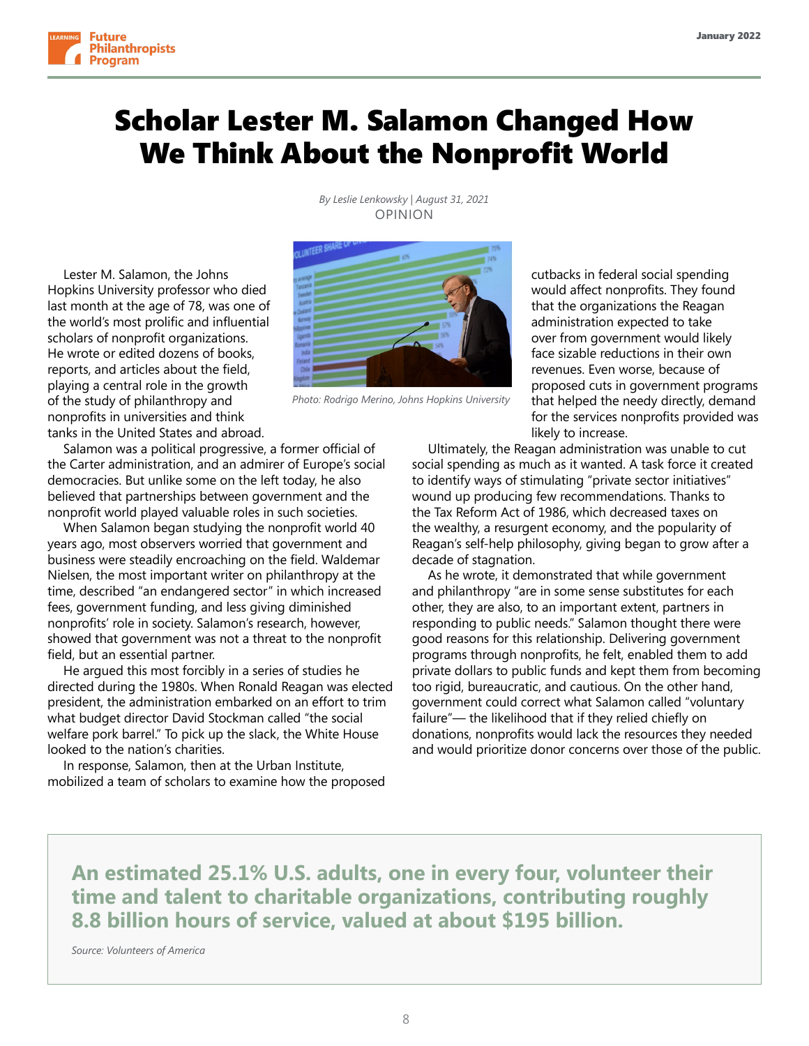# Scholar Lester M. Salamon Changed How We Think About the Nonprofit World

*By Leslie Lenkowsky | August 31, 2021*

OPINION

Photo: Rodrigo Merino, Johns Hopkins University

Lester M. Salamon, the Johns Hopkins University professor who died last month at the age of 78, was one of the world's most prolific and influential scholars of nonprofit organizations. He wrote or edited dozens of books, reports, and articles about the field, playing a central role in the growth of the study of philanthropy and nonprofits in universities and think tanks in the United States and abroad.

Salamon was a political progressive, a former official of the Carter administration, and an admirer of Europe's social democracies. But unlike some on the left today, he also believed that partnerships between government and the nonprofit world played valuable roles in such societies.

When Salamon began studying the nonprofit world 40 years ago, most observers worried that government and business were steadily encroaching on the field. Waldemar Nielsen, the most important writer on philanthropy at the time, described "an endangered sector" in which increased fees, government funding, and less giving diminished nonprofits' role in society. Salamon's research, however, showed that government was not a threat to the nonprofit field, but an essential partner.

He argued this most forcibly in a series of studies he directed during the 1980s. When Ronald Reagan was elected president, the administration embarked on an effort to trim what budget director David Stockman called "the social welfare pork barrel." To pick up the slack, the White House looked to the nation's charities.

In response, Salamon, then at the Urban Institute, mobilized a team of scholars to examine how the proposed cutbacks in federal social spending would affect nonprofits. They found that the organizations the Reagan administration expected to take over from government would likely face sizable reductions in their own revenues. Even worse, because of proposed cuts in government programs that helped the needy directly, demand for the services nonprofits provided was likely to increase.

Ultimately, the Reagan administration was unable to cut social spending as much as it wanted. A task force it created to identify ways of stimulating "private sector initiatives" wound up producing few recommendations. Thanks to the Tax Reform Act of 1986, which decreased taxes on the wealthy, a resurgent economy, and the popularity of Reagan's self-help philosophy, giving began to grow after a decade of stagnation.

As he wrote, it demonstrated that while government and philanthropy "are in some sense substitutes for each other, they are also, to an important extent, partners in responding to public needs." Salamon thought there were good reasons for this relationship. Delivering government programs through nonprofits, he felt, enabled them to add private dollars to public funds and kept them from becoming too rigid, bureaucratic, and cautious. On the other hand, government could correct what Salamon called "voluntary failure"— the likelihood that if they relied chiefly on donations, nonprofits would lack the resources they needed and would prioritize donor concerns over those of the public.

**An estimated 25.1% U.S. adults, one in every four, volunteer their time and talent to charitable organizations, contributing roughly 8.8 billion hours of service, valued at about $195 billion.**

*Source: Volunteers of America*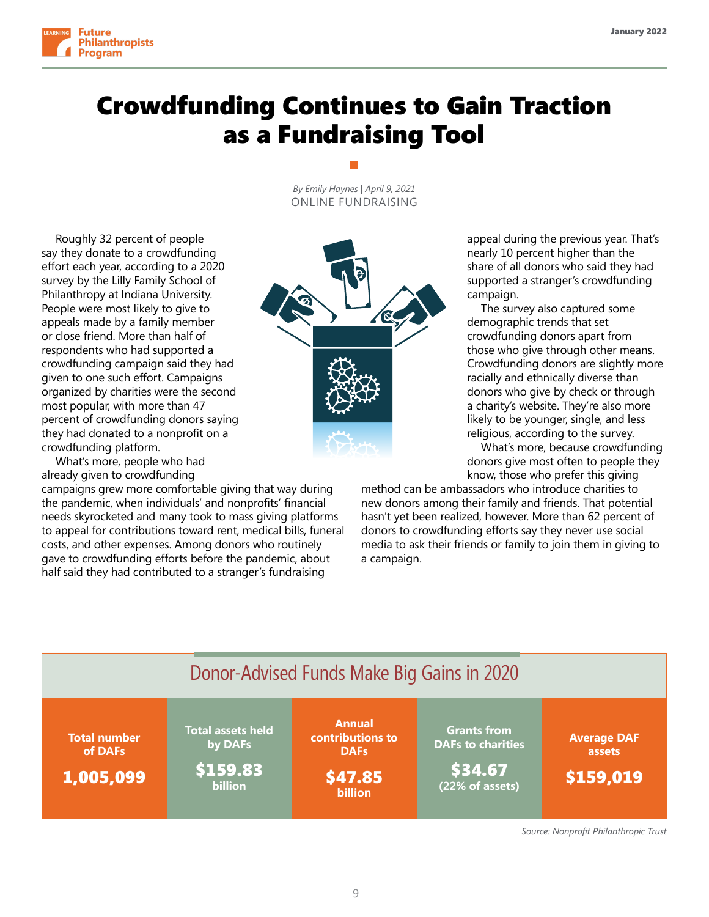# Crowdfunding Continues to Gain Traction as a Fundraising Tool

*By Emily Haynes | April 9, 2021*

ONLINE FUNDRAISING

Roughly 32 percent of people say they donate to a crowdfunding effort each year, according to a 2020 survey by the Lilly Family School of Philanthropy at Indiana University. People were most likely to give to appeals made by a family member or close friend. More than half of respondents who had supported a crowdfunding campaign said they had given to one such effort. Campaigns organized by charities were the second most popular, with more than 47 percent of crowdfunding donors saying they had donated to a nonprofit on a crowdfunding platform.

What's more, people who had already given to crowdfunding campaigns grew more comfortable giving that way during the pandemic, when individuals' and nonprofits' financial needs skyrocketed and many took to mass giving platforms to appeal for contributions toward rent, medical bills, funeral costs, and other expenses. Among donors who routinely gave to crowdfunding efforts before the pandemic, about half said they had contributed to a stranger's fundraising appeal during the previous year. That's nearly 10 percent higher than the share of all donors who said they had supported a stranger's crowdfunding campaign.

The survey also captured some demographic trends that set crowdfunding donors apart from those who give through other means. Crowdfunding donors are slightly more racially and ethnically diverse than donors who give by check or through a charity's website. They're also more likely to be younger, single, and less religious, according to the survey.

What's more, because crowdfunding donors give most often to people they know, those who prefer this giving method can be ambassadors who introduce charities to new donors among their family and friends. That potential hasn't yet been realized, however. More than 62 percent of donors to crowdfunding efforts say they never use social media to ask their friends or family to join them in giving to a campaign.

## Donor-Advised Funds Make Big Gains in 2020

| Total number of DAFs | Total assets held by DAFs | Annual contributions to DAFs | Grants from DAFs to charities | Average DAF assets |
|---|---|---|---|---|
| 1,005,099 | $159.83 billion | $47.85 billion | $34.67 (22% of assets) | $159,019 |

*Source: Nonprofit Philanthropic Trust*